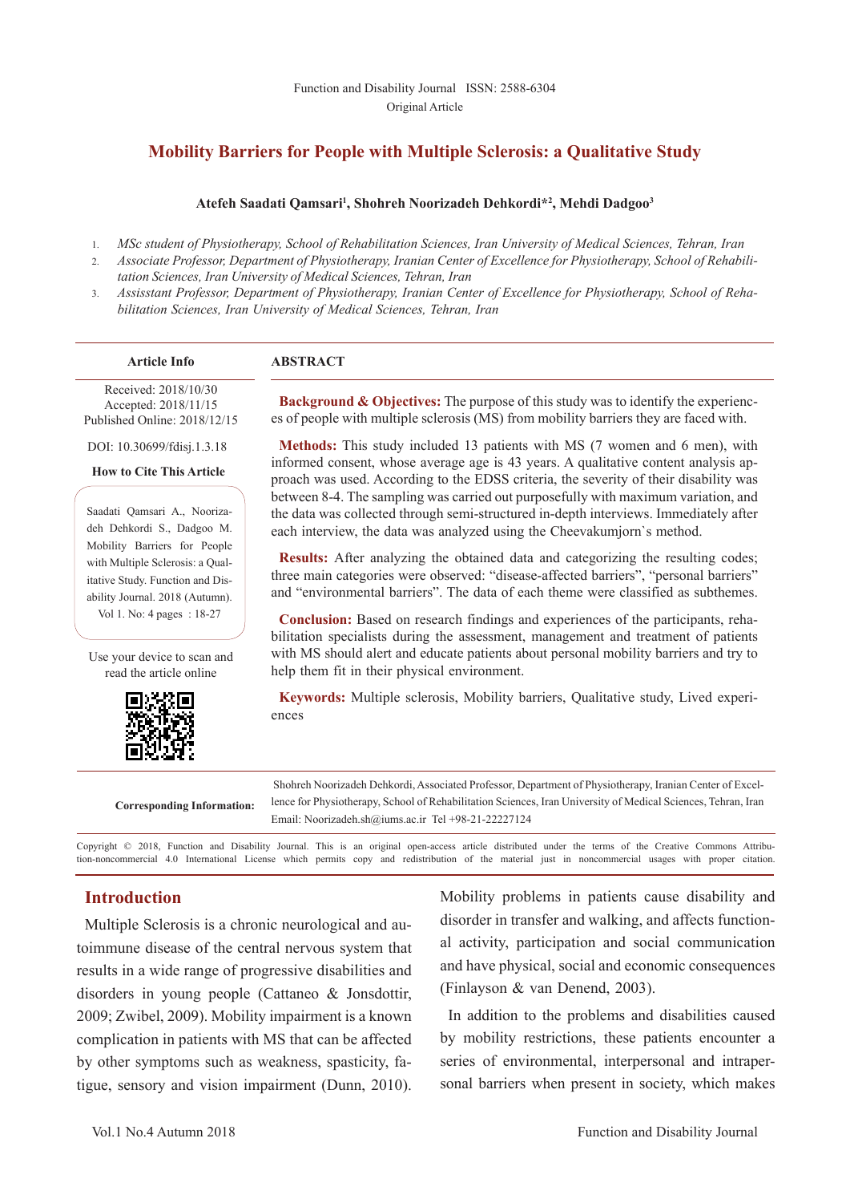Function and Disability Journal ISSN: 2588-6304

Original Article

# Mobility Barriers for People with Multiple Sclerosis: a Qualitative Study

**Atefeh Saadati Qamsari[1], Shohreh Noorizadeh Dehkordi*[2], Mehdi Dadgoo[3]**

1. *MSc student of Physiotherapy, School of Rehabilitation Sciences, Iran University of Medical Sciences, Tehran, Iran*
2. *Associate Professor, Department of Physiotherapy, Iranian Center of Excellence for Physiotherapy, School of Rehabilitation Sciences, Iran University of Medical Sciences, Tehran, Iran*
3. *Assisstant Professor, Department of Physiotherapy, Iranian Center of Excellence for Physiotherapy, School of Rehabilitation Sciences, Iran University of Medical Sciences, Tehran, Iran*

**Article Info**

Received: 2018/10/30
Accepted: 2018/11/15
Published Online: 2018/12/15

DOI: 10.30699/fdisj.1.3.18

**How to Cite This Article**

Saadati Qamsari A., Noorizadeh Dehkordi S., Dadgoo M. Mobility Barriers for People with Multiple Sclerosis: a Qualitative Study. Function and Disability Journal. 2018 (Autumn). Vol 1. No: 4 pages : 18-27

Use your device to scan and read the article online

## ABSTRACT

**Background & Objectives:** The purpose of this study was to identify the experiences of people with multiple sclerosis (MS) from mobility barriers they are faced with.

**Methods:** This study included 13 patients with MS (7 women and 6 men), with informed consent, whose average age is 43 years. A qualitative content analysis approach was used. According to the EDSS criteria, the severity of their disability was between 8-4. The sampling was carried out purposefully with maximum variation, and the data was collected through semi-structured in-depth interviews. Immediately after each interview, the data was analyzed using the Cheevakumjorn`s method.

**Results:** After analyzing the obtained data and categorizing the resulting codes; three main categories were observed: "disease-affected barriers", "personal barriers" and "environmental barriers". The data of each theme were classified as subthemes.

**Conclusion:** Based on research findings and experiences of the participants, rehabilitation specialists during the assessment, management and treatment of patients with MS should alert and educate patients about personal mobility barriers and try to help them fit in their physical environment.

**Keywords:** Multiple sclerosis, Mobility barriers, Qualitative study, Lived experiences

**Corresponding Information:** Shohreh Noorizadeh Dehkordi, Associated Professor, Department of Physiotherapy, Iranian Center of Excellence for Physiotherapy, School of Rehabilitation Sciences, Iran University of Medical Sciences, Tehran, Iran
Email: Noorizadeh.sh@iums.ac.ir Tel +98-21-22227124

Copyright © 2018, Function and Disability Journal. This is an original open-access article distributed under the terms of the Creative Commons Attribution-noncommercial 4.0 International License which permits copy and redistribution of the material just in noncommercial usages with proper citation.

## Introduction

Multiple Sclerosis is a chronic neurological and autoimmune disease of the central nervous system that results in a wide range of progressive disabilities and disorders in young people (Cattaneo & Jonsdottir, 2009; Zwibel, 2009). Mobility impairment is a known complication in patients with MS that can be affected by other symptoms such as weakness, spasticity, fatigue, sensory and vision impairment (Dunn, 2010). Mobility problems in patients cause disability and disorder in transfer and walking, and affects functional activity, participation and social communication and have physical, social and economic consequences (Finlayson & van Denend, 2003).

In addition to the problems and disabilities caused by mobility restrictions, these patients encounter a series of environmental, interpersonal and intrapersonal barriers when present in society, which makes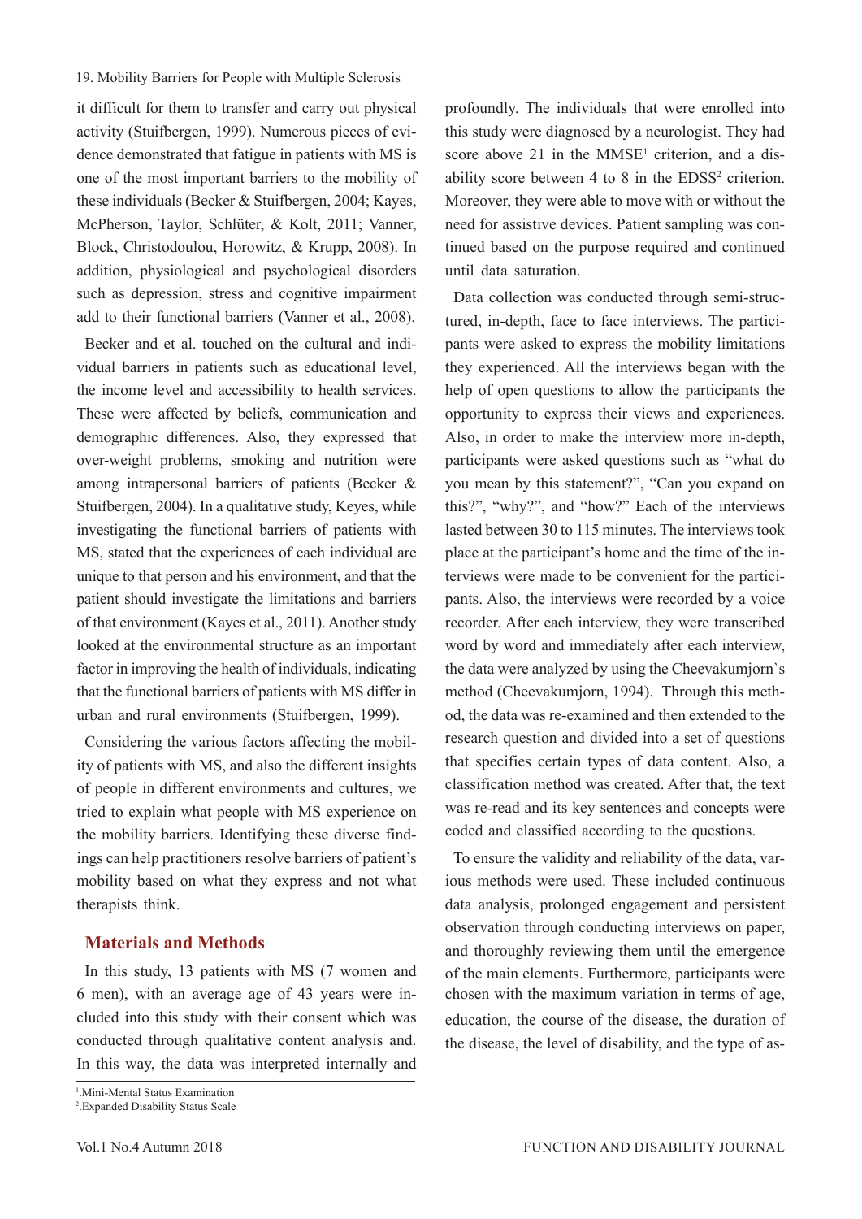it difficult for them to transfer and carry out physical activity (Stuifbergen, 1999). Numerous pieces of evidence demonstrated that fatigue in patients with MS is one of the most important barriers to the mobility of these individuals (Becker & Stuifbergen, 2004; Kayes, McPherson, Taylor, Schlüter, & Kolt, 2011; Vanner, Block, Christodoulou, Horowitz, & Krupp, 2008). In addition, physiological and psychological disorders such as depression, stress and cognitive impairment add to their functional barriers (Vanner et al., 2008).

Becker and et al. touched on the cultural and individual barriers in patients such as educational level, the income level and accessibility to health services. These were affected by beliefs, communication and demographic differences. Also, they expressed that over-weight problems, smoking and nutrition were among intrapersonal barriers of patients (Becker & Stuifbergen, 2004). In a qualitative study, Keyes, while investigating the functional barriers of patients with MS, stated that the experiences of each individual are unique to that person and his environment, and that the patient should investigate the limitations and barriers of that environment (Kayes et al., 2011). Another study looked at the environmental structure as an important factor in improving the health of individuals, indicating that the functional barriers of patients with MS differ in urban and rural environments (Stuifbergen, 1999).

Considering the various factors affecting the mobility of patients with MS, and also the different insights of people in different environments and cultures, we tried to explain what people with MS experience on the mobility barriers. Identifying these diverse findings can help practitioners resolve barriers of patient's mobility based on what they express and not what therapists think.

## Materials and Methods

In this study, 13 patients with MS (7 women and 6 men), with an average age of 43 years were included into this study with their consent which was conducted through qualitative content analysis and. In this way, the data was interpreted internally and profoundly. The individuals that were enrolled into this study were diagnosed by a neurologist. They had score above 21 in the MMSE[1] criterion, and a disability score between 4 to 8 in the EDSS[2] criterion. Moreover, they were able to move with or without the need for assistive devices. Patient sampling was continued based on the purpose required and continued until data saturation.

Data collection was conducted through semi-structured, in-depth, face to face interviews. The participants were asked to express the mobility limitations they experienced. All the interviews began with the help of open questions to allow the participants the opportunity to express their views and experiences. Also, in order to make the interview more in-depth, participants were asked questions such as "what do you mean by this statement?", "Can you expand on this?", "why?", and "how?" Each of the interviews lasted between 30 to 115 minutes. The interviews took place at the participant's home and the time of the interviews were made to be convenient for the participants. Also, the interviews were recorded by a voice recorder. After each interview, they were transcribed word by word and immediately after each interview, the data were analyzed by using the Cheevakumjorn`s method (Cheevakumjorn, 1994). Through this method, the data was re-examined and then extended to the research question and divided into a set of questions that specifies certain types of data content. Also, a classification method was created. After that, the text was re-read and its key sentences and concepts were coded and classified according to the questions.

To ensure the validity and reliability of the data, various methods were used. These included continuous data analysis, prolonged engagement and persistent observation through conducting interviews on paper, and thoroughly reviewing them until the emergence of the main elements. Furthermore, participants were chosen with the maximum variation in terms of age, education, the course of the disease, the duration of the disease, the level of disability, and the type of as-

[1] Mini-Mental Status Examination

[2] Expanded Disability Status Scale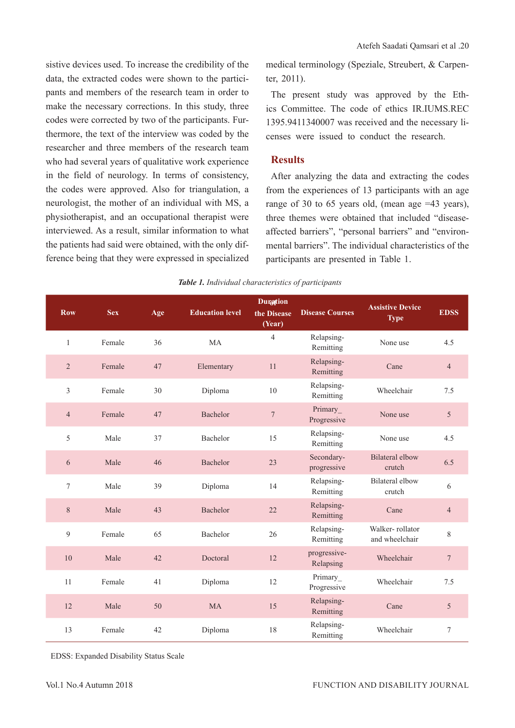sistive devices used. To increase the credibility of the data, the extracted codes were shown to the participants and members of the research team in order to make the necessary corrections. In this study, three codes were corrected by two of the participants. Furthermore, the text of the interview was coded by the researcher and three members of the research team who had several years of qualitative work experience in the field of neurology. In terms of consistency, the codes were approved. Also for triangulation, a neurologist, the mother of an individual with MS, a physiotherapist, and an occupational therapist were interviewed. As a result, similar information to what the patients had said were obtained, with the only difference being that they were expressed in specialized medical terminology (Speziale, Streubert, & Carpenter, 2011).

The present study was approved by the Ethics Committee. The code of ethics IR.IUMS.REC 1395.9411340007 was received and the necessary licenses were issued to conduct the research.

## Results

After analyzing the data and extracting the codes from the experiences of 13 participants with an age range of 30 to 65 years old, (mean age =43 years), three themes were obtained that included "disease-affected barriers", "personal barriers" and "environmental barriers". The individual characteristics of the participants are presented in Table 1.

***Table 1.*** *Individual characteristics of participants*

| Row | Sex | Age | Education level | Duration of the Disease (Year) | Disease Courses | Assistive Device Type | EDSS |
|---|---|---|---|---|---|---|---|
| 1 | Female | 36 | MA | 4 | Relapsing-Remitting | None use | 4.5 |
| 2 | Female | 47 | Elementary | 11 | Relapsing-Remitting | Cane | 4 |
| 3 | Female | 30 | Diploma | 10 | Relapsing-Remitting | Wheelchair | 7.5 |
| 4 | Female | 47 | Bachelor | 7 | Primary_ Progressive | None use | 5 |
| 5 | Male | 37 | Bachelor | 15 | Relapsing-Remitting | None use | 4.5 |
| 6 | Male | 46 | Bachelor | 23 | Secondary-progressive | Bilateral elbow crutch | 6.5 |
| 7 | Male | 39 | Diploma | 14 | Relapsing-Remitting | Bilateral elbow crutch | 6 |
| 8 | Male | 43 | Bachelor | 22 | Relapsing-Remitting | Cane | 4 |
| 9 | Female | 65 | Bachelor | 26 | Relapsing-Remitting | Walker- rollator and wheelchair | 8 |
| 10 | Male | 42 | Doctoral | 12 | progressive-Relapsing | Wheelchair | 7 |
| 11 | Female | 41 | Diploma | 12 | Primary_ Progressive | Wheelchair | 7.5 |
| 12 | Male | 50 | MA | 15 | Relapsing-Remitting | Cane | 5 |
| 13 | Female | 42 | Diploma | 18 | Relapsing-Remitting | Wheelchair | 7 |

EDSS: Expanded Disability Status Scale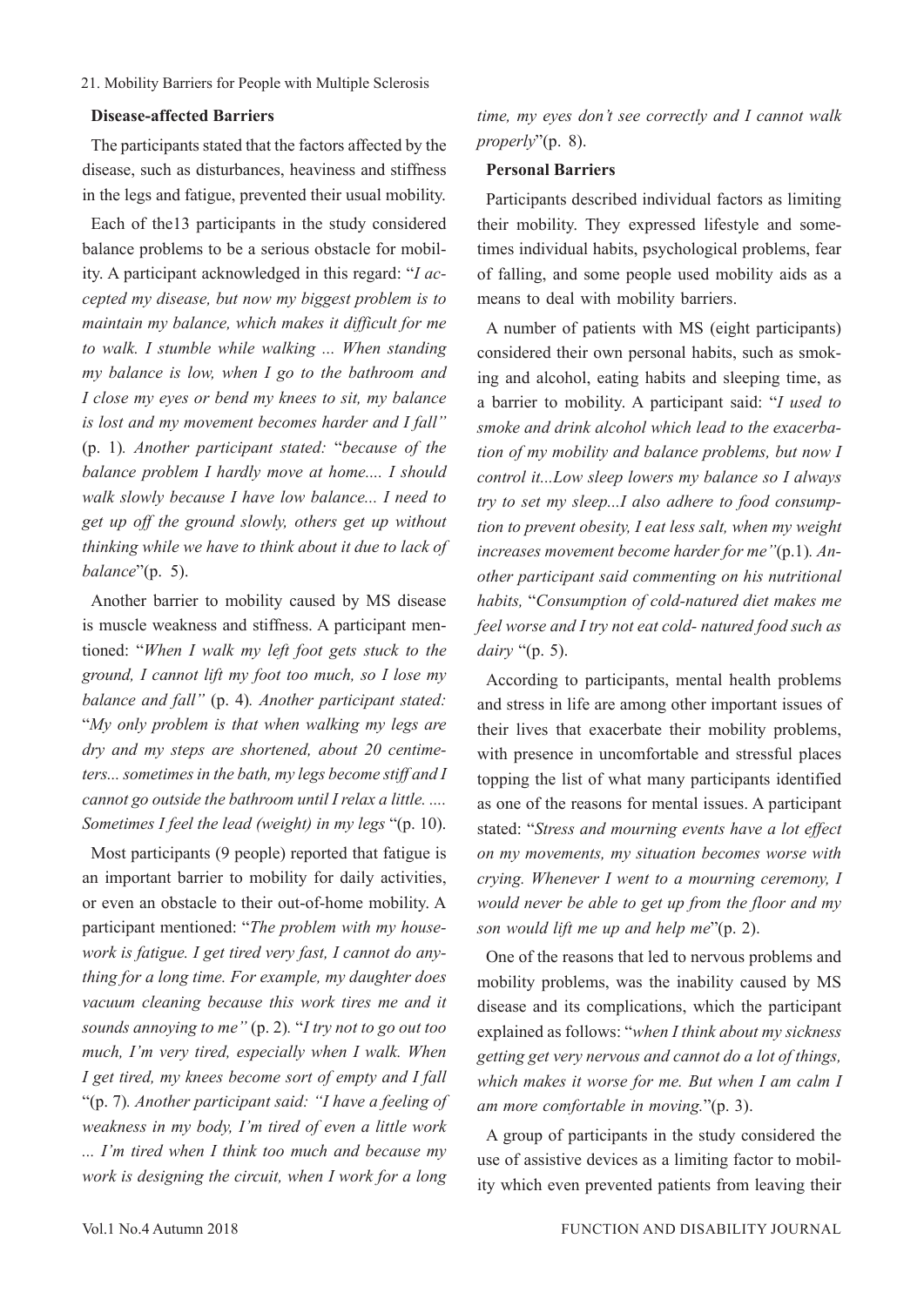**Disease-affected Barriers**

The participants stated that the factors affected by the disease, such as disturbances, heaviness and stiffness in the legs and fatigue, prevented their usual mobility.

Each of the13 participants in the study considered balance problems to be a serious obstacle for mobility. A participant acknowledged in this regard: "*I accepted my disease, but now my biggest problem is to maintain my balance, which makes it difficult for me to walk. I stumble while walking ... When standing my balance is low, when I go to the bathroom and I close my eyes or bend my knees to sit, my balance is lost and my movement becomes harder and I fall"* (p. 1)*. Another participant stated:* "*because of the balance problem I hardly move at home.... I should walk slowly because I have low balance... I need to get up off the ground slowly, others get up without thinking while we have to think about it due to lack of balance*"(p. 5).

Another barrier to mobility caused by MS disease is muscle weakness and stiffness. A participant mentioned: "*When I walk my left foot gets stuck to the ground, I cannot lift my foot too much, so I lose my balance and fall"* (p. 4)*. Another participant stated:* "*My only problem is that when walking my legs are dry and my steps are shortened, about 20 centimeters... sometimes in the bath, my legs become stiff and I cannot go outside the bathroom until I relax a little. .... Sometimes I feel the lead (weight) in my legs* "(p. 10).

Most participants (9 people) reported that fatigue is an important barrier to mobility for daily activities, or even an obstacle to their out-of-home mobility. A participant mentioned: "*The problem with my housework is fatigue. I get tired very fast, I cannot do anything for a long time. For example, my daughter does vacuum cleaning because this work tires me and it sounds annoying to me"* (p. 2). "*I try not to go out too much, I'm very tired, especially when I walk. When I get tired, my knees become sort of empty and I fall* "(p. 7)*. Another participant said: "I have a feeling of weakness in my body, I'm tired of even a little work ... I'm tired when I think too much and because my work is designing the circuit, when I work for a long time, my eyes don't see correctly and I cannot walk properly*"(p. 8).

**Personal Barriers**

Participants described individual factors as limiting their mobility. They expressed lifestyle and sometimes individual habits, psychological problems, fear of falling, and some people used mobility aids as a means to deal with mobility barriers.

A number of patients with MS (eight participants) considered their own personal habits, such as smoking and alcohol, eating habits and sleeping time, as a barrier to mobility. A participant said: "*I used to smoke and drink alcohol which lead to the exacerbation of my mobility and balance problems, but now I control it...Low sleep lowers my balance so I always try to set my sleep...I also adhere to food consumption to prevent obesity, I eat less salt, when my weight increases movement become harder for me"*(p.1)*. Another participant said commenting on his nutritional habits,* "*Consumption of cold-natured diet makes me feel worse and I try not eat cold- natured food such as dairy* "(p. 5).

According to participants, mental health problems and stress in life are among other important issues of their lives that exacerbate their mobility problems, with presence in uncomfortable and stressful places topping the list of what many participants identified as one of the reasons for mental issues. A participant stated: "*Stress and mourning events have a lot effect on my movements, my situation becomes worse with crying. Whenever I went to a mourning ceremony, I would never be able to get up from the floor and my son would lift me up and help me*"(p. 2).

One of the reasons that led to nervous problems and mobility problems, was the inability caused by MS disease and its complications, which the participant explained as follows: "*when I think about my sickness getting get very nervous and cannot do a lot of things, which makes it worse for me. But when I am calm I am more comfortable in moving.*"(p. 3).

A group of participants in the study considered the use of assistive devices as a limiting factor to mobility which even prevented patients from leaving their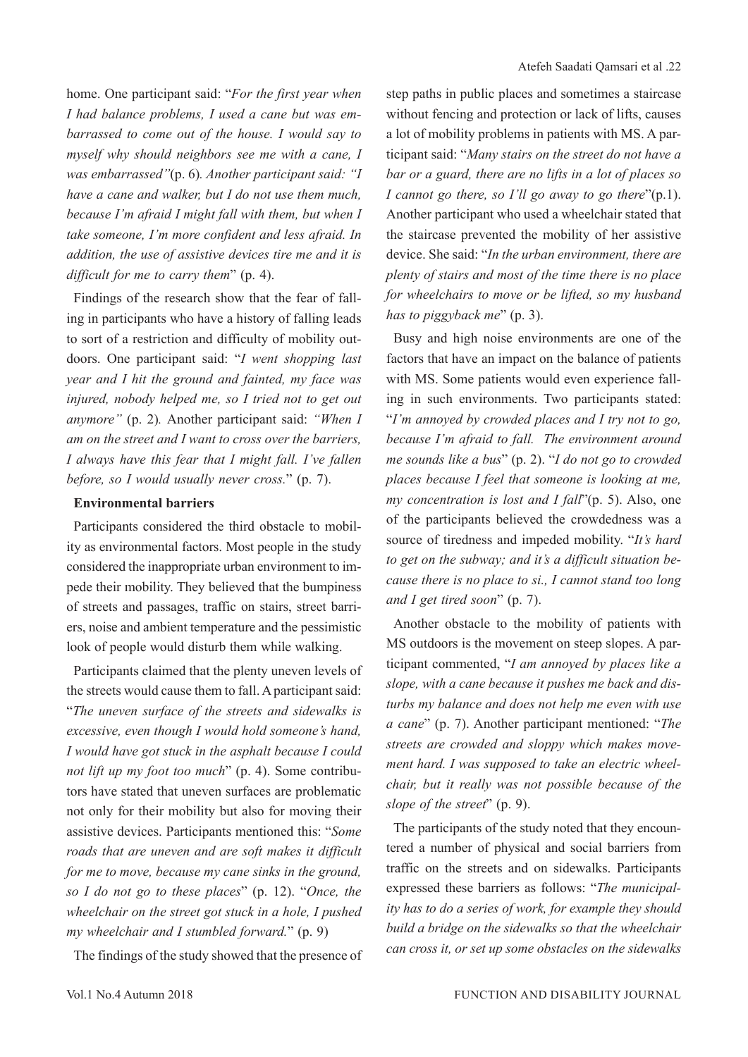home. One participant said: "*For the first year when I had balance problems, I used a cane but was embarrassed to come out of the house. I would say to myself why should neighbors see me with a cane, I was embarrassed"*(p. 6). *Another participant said: "I have a cane and walker, but I do not use them much, because I'm afraid I might fall with them, but when I take someone, I'm more confident and less afraid. In addition, the use of assistive devices tire me and it is difficult for me to carry them*" (p. 4).

Findings of the research show that the fear of falling in participants who have a history of falling leads to sort of a restriction and difficulty of mobility outdoors. One participant said: "*I went shopping last year and I hit the ground and fainted, my face was injured, nobody helped me, so I tried not to get out anymore"* (p. 2)*.* Another participant said: *"When I am on the street and I want to cross over the barriers, I always have this fear that I might fall. I've fallen before, so I would usually never cross.*" (p. 7).

**Environmental barriers**

Participants considered the third obstacle to mobility as environmental factors. Most people in the study considered the inappropriate urban environment to impede their mobility. They believed that the bumpiness of streets and passages, traffic on stairs, street barriers, noise and ambient temperature and the pessimistic look of people would disturb them while walking.

Participants claimed that the plenty uneven levels of the streets would cause them to fall. A participant said: "*The uneven surface of the streets and sidewalks is excessive, even though I would hold someone's hand, I would have got stuck in the asphalt because I could not lift up my foot too much*" (p. 4). Some contributors have stated that uneven surfaces are problematic not only for their mobility but also for moving their assistive devices. Participants mentioned this: "*Some roads that are uneven and are soft makes it difficult for me to move, because my cane sinks in the ground, so I do not go to these places*" (p. 12). "*Once, the wheelchair on the street got stuck in a hole, I pushed my wheelchair and I stumbled forward.*" (p. 9)

The findings of the study showed that the presence of step paths in public places and sometimes a staircase without fencing and protection or lack of lifts, causes a lot of mobility problems in patients with MS. A participant said: "*Many stairs on the street do not have a bar or a guard, there are no lifts in a lot of places so I cannot go there, so I'll go away to go there*"(p.1). Another participant who used a wheelchair stated that the staircase prevented the mobility of her assistive device. She said: "*In the urban environment, there are plenty of stairs and most of the time there is no place for wheelchairs to move or be lifted, so my husband has to piggyback me*" (p. 3).

Busy and high noise environments are one of the factors that have an impact on the balance of patients with MS. Some patients would even experience falling in such environments. Two participants stated: "*I'm annoyed by crowded places and I try not to go, because I'm afraid to fall. The environment around me sounds like a bus*" (p. 2). "*I do not go to crowded places because I feel that someone is looking at me, my concentration is lost and I fall*"(p. 5). Also, one of the participants believed the crowdedness was a source of tiredness and impeded mobility. "*It's hard to get on the subway; and it's a difficult situation because there is no place to si., I cannot stand too long and I get tired soon*" (p. 7).

Another obstacle to the mobility of patients with MS outdoors is the movement on steep slopes. A participant commented, "*I am annoyed by places like a slope, with a cane because it pushes me back and disturbs my balance and does not help me even with use a cane*" (p. 7). Another participant mentioned: "*The streets are crowded and sloppy which makes movement hard. I was supposed to take an electric wheelchair, but it really was not possible because of the slope of the street*" (p. 9).

The participants of the study noted that they encountered a number of physical and social barriers from traffic on the streets and on sidewalks. Participants expressed these barriers as follows: "*The municipality has to do a series of work, for example they should build a bridge on the sidewalks so that the wheelchair can cross it, or set up some obstacles on the sidewalks*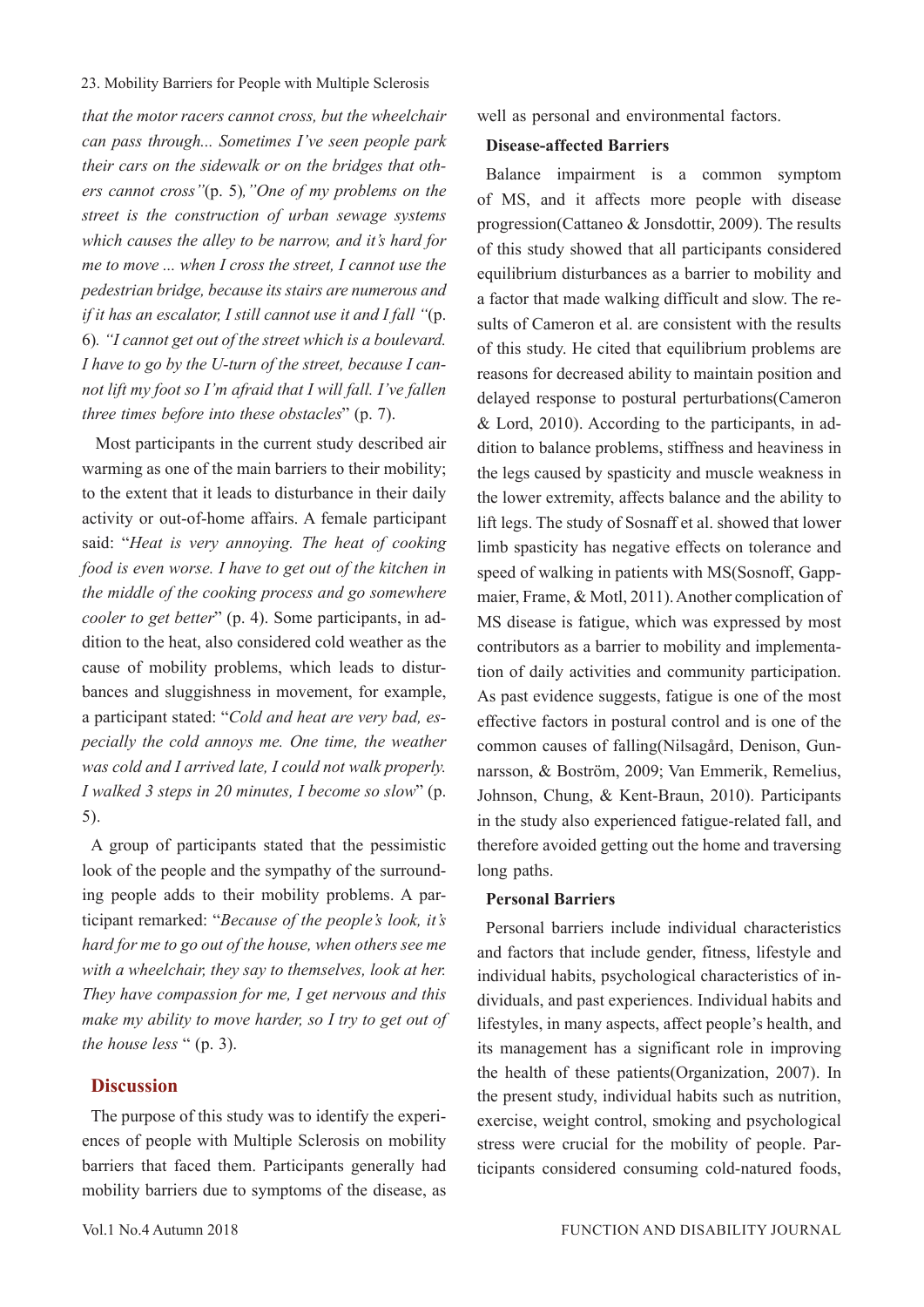*that the motor racers cannot cross, but the wheelchair can pass through... Sometimes I've seen people park their cars on the sidewalk or on the bridges that others cannot cross"*(p. 5)*,"One of my problems on the street is the construction of urban sewage systems which causes the alley to be narrow, and it's hard for me to move ... when I cross the street, I cannot use the pedestrian bridge, because its stairs are numerous and if it has an escalator, I still cannot use it and I fall "*(p. 6)*. "I cannot get out of the street which is a boulevard. I have to go by the U-turn of the street, because I cannot lift my foot so I'm afraid that I will fall. I've fallen three times before into these obstacles*" (p. 7).

Most participants in the current study described air warming as one of the main barriers to their mobility; to the extent that it leads to disturbance in their daily activity or out-of-home affairs. A female participant said: "*Heat is very annoying. The heat of cooking food is even worse. I have to get out of the kitchen in the middle of the cooking process and go somewhere cooler to get better*" (p. 4). Some participants, in addition to the heat, also considered cold weather as the cause of mobility problems, which leads to disturbances and sluggishness in movement, for example, a participant stated: "*Cold and heat are very bad, especially the cold annoys me. One time, the weather was cold and I arrived late, I could not walk properly. I walked 3 steps in 20 minutes, I become so slow*" (p. 5).

A group of participants stated that the pessimistic look of the people and the sympathy of the surrounding people adds to their mobility problems. A participant remarked: "*Because of the people's look, it's hard for me to go out of the house, when others see me with a wheelchair, they say to themselves, look at her. They have compassion for me, I get nervous and this make my ability to move harder, so I try to get out of the house less* " (p. 3).

## Discussion

The purpose of this study was to identify the experiences of people with Multiple Sclerosis on mobility barriers that faced them. Participants generally had mobility barriers due to symptoms of the disease, as well as personal and environmental factors.

**Disease-affected Barriers**

Balance impairment is a common symptom of MS, and it affects more people with disease progression(Cattaneo & Jonsdottir, 2009). The results of this study showed that all participants considered equilibrium disturbances as a barrier to mobility and a factor that made walking difficult and slow. The results of Cameron et al. are consistent with the results of this study. He cited that equilibrium problems are reasons for decreased ability to maintain position and delayed response to postural perturbations(Cameron & Lord, 2010). According to the participants, in addition to balance problems, stiffness and heaviness in the legs caused by spasticity and muscle weakness in the lower extremity, affects balance and the ability to lift legs. The study of Sosnaff et al. showed that lower limb spasticity has negative effects on tolerance and speed of walking in patients with MS(Sosnoff, Gappmaier, Frame, & Motl, 2011). Another complication of MS disease is fatigue, which was expressed by most contributors as a barrier to mobility and implementation of daily activities and community participation. As past evidence suggests, fatigue is one of the most effective factors in postural control and is one of the common causes of falling(Nilsagård, Denison, Gunnarsson, & Boström, 2009; Van Emmerik, Remelius, Johnson, Chung, & Kent-Braun, 2010). Participants in the study also experienced fatigue-related fall, and therefore avoided getting out the home and traversing long paths.

**Personal Barriers**

Personal barriers include individual characteristics and factors that include gender, fitness, lifestyle and individual habits, psychological characteristics of individuals, and past experiences. Individual habits and lifestyles, in many aspects, affect people's health, and its management has a significant role in improving the health of these patients(Organization, 2007). In the present study, individual habits such as nutrition, exercise, weight control, smoking and psychological stress were crucial for the mobility of people. Participants considered consuming cold-natured foods,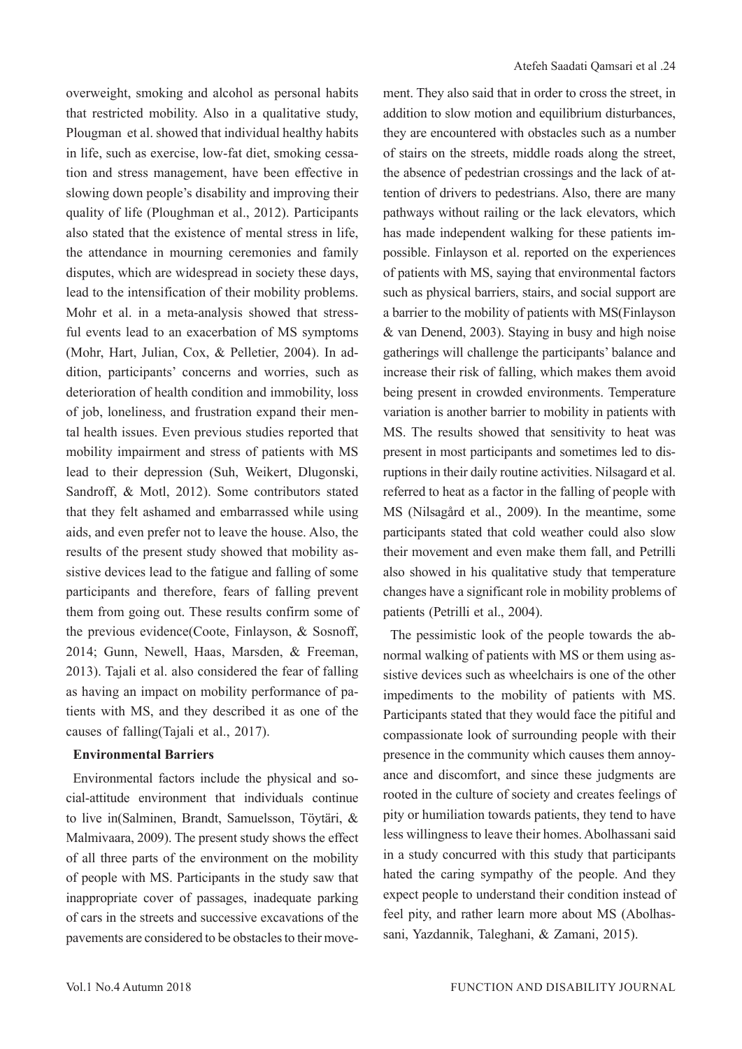overweight, smoking and alcohol as personal habits that restricted mobility. Also in a qualitative study, Plougman et al. showed that individual healthy habits in life, such as exercise, low-fat diet, smoking cessation and stress management, have been effective in slowing down people's disability and improving their quality of life (Ploughman et al., 2012). Participants also stated that the existence of mental stress in life, the attendance in mourning ceremonies and family disputes, which are widespread in society these days, lead to the intensification of their mobility problems. Mohr et al. in a meta-analysis showed that stressful events lead to an exacerbation of MS symptoms (Mohr, Hart, Julian, Cox, & Pelletier, 2004). In addition, participants' concerns and worries, such as deterioration of health condition and immobility, loss of job, loneliness, and frustration expand their mental health issues. Even previous studies reported that mobility impairment and stress of patients with MS lead to their depression (Suh, Weikert, Dlugonski, Sandroff, & Motl, 2012). Some contributors stated that they felt ashamed and embarrassed while using aids, and even prefer not to leave the house. Also, the results of the present study showed that mobility assistive devices lead to the fatigue and falling of some participants and therefore, fears of falling prevent them from going out. These results confirm some of the previous evidence(Coote, Finlayson, & Sosnoff, 2014; Gunn, Newell, Haas, Marsden, & Freeman, 2013). Tajali et al. also considered the fear of falling as having an impact on mobility performance of patients with MS, and they described it as one of the causes of falling(Tajali et al., 2017).

**Environmental Barriers**

Environmental factors include the physical and social-attitude environment that individuals continue to live in(Salminen, Brandt, Samuelsson, Töytäri, & Malmivaara, 2009). The present study shows the effect of all three parts of the environment on the mobility of people with MS. Participants in the study saw that inappropriate cover of passages, inadequate parking of cars in the streets and successive excavations of the pavements are considered to be obstacles to their movement. They also said that in order to cross the street, in addition to slow motion and equilibrium disturbances, they are encountered with obstacles such as a number of stairs on the streets, middle roads along the street, the absence of pedestrian crossings and the lack of attention of drivers to pedestrians. Also, there are many pathways without railing or the lack elevators, which has made independent walking for these patients impossible. Finlayson et al. reported on the experiences of patients with MS, saying that environmental factors such as physical barriers, stairs, and social support are a barrier to the mobility of patients with MS(Finlayson & van Denend, 2003). Staying in busy and high noise gatherings will challenge the participants' balance and increase their risk of falling, which makes them avoid being present in crowded environments. Temperature variation is another barrier to mobility in patients with MS. The results showed that sensitivity to heat was present in most participants and sometimes led to disruptions in their daily routine activities. Nilsagard et al. referred to heat as a factor in the falling of people with MS (Nilsagård et al., 2009). In the meantime, some participants stated that cold weather could also slow their movement and even make them fall, and Petrilli also showed in his qualitative study that temperature changes have a significant role in mobility problems of patients (Petrilli et al., 2004).

The pessimistic look of the people towards the abnormal walking of patients with MS or them using assistive devices such as wheelchairs is one of the other impediments to the mobility of patients with MS. Participants stated that they would face the pitiful and compassionate look of surrounding people with their presence in the community which causes them annoyance and discomfort, and since these judgments are rooted in the culture of society and creates feelings of pity or humiliation towards patients, they tend to have less willingness to leave their homes. Abolhassani said in a study concurred with this study that participants hated the caring sympathy of the people. And they expect people to understand their condition instead of feel pity, and rather learn more about MS (Abolhassani, Yazdannik, Taleghani, & Zamani, 2015).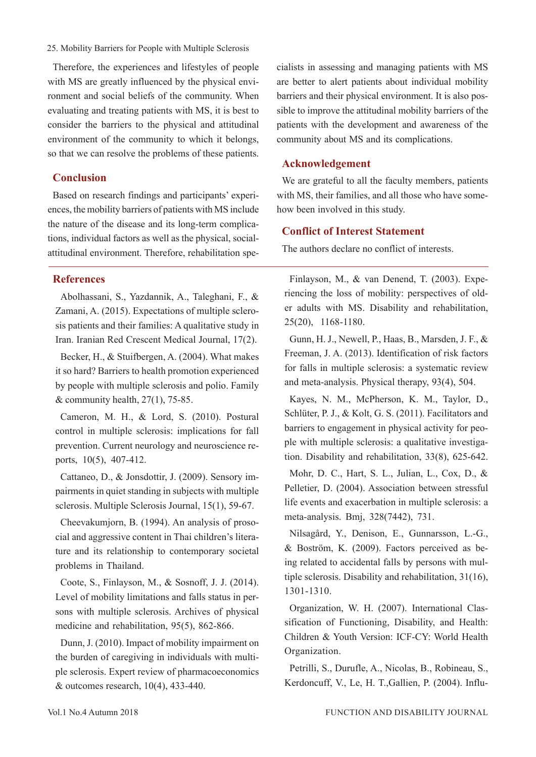Therefore, the experiences and lifestyles of people with MS are greatly influenced by the physical environment and social beliefs of the community. When evaluating and treating patients with MS, it is best to consider the barriers to the physical and attitudinal environment of the community to which it belongs, so that we can resolve the problems of these patients.

## Conclusion

Based on research findings and participants' experiences, the mobility barriers of patients with MS include the nature of the disease and its long-term complications, individual factors as well as the physical, social-attitudinal environment. Therefore, rehabilitation specialists in assessing and managing patients with MS are better to alert patients about individual mobility barriers and their physical environment. It is also possible to improve the attitudinal mobility barriers of the patients with the development and awareness of the community about MS and its complications.

## Acknowledgement

We are grateful to all the faculty members, patients with MS, their families, and all those who have somehow been involved in this study.

## Conflict of Interest Statement

The authors declare no conflict of interests.

## References

Abolhassani, S., Yazdannik, A., Taleghani, F., & Zamani, A. (2015). Expectations of multiple sclerosis patients and their families: A qualitative study in Iran. Iranian Red Crescent Medical Journal, 17(2).

Becker, H., & Stuifbergen, A. (2004). What makes it so hard? Barriers to health promotion experienced by people with multiple sclerosis and polio. Family & community health, 27(1), 75-85.

Cameron, M. H., & Lord, S. (2010). Postural control in multiple sclerosis: implications for fall prevention. Current neurology and neuroscience reports, 10(5), 407-412.

Cattaneo, D., & Jonsdottir, J. (2009). Sensory impairments in quiet standing in subjects with multiple sclerosis. Multiple Sclerosis Journal, 15(1), 59-67.

Cheevakumjorn, B. (1994). An analysis of prosocial and aggressive content in Thai children's literature and its relationship to contemporary societal problems in Thailand.

Coote, S., Finlayson, M., & Sosnoff, J. J. (2014). Level of mobility limitations and falls status in persons with multiple sclerosis. Archives of physical medicine and rehabilitation, 95(5), 862-866.

Dunn, J. (2010). Impact of mobility impairment on the burden of caregiving in individuals with multiple sclerosis. Expert review of pharmacoeconomics & outcomes research, 10(4), 433-440.

Finlayson, M., & van Denend, T. (2003). Experiencing the loss of mobility: perspectives of older adults with MS. Disability and rehabilitation, 25(20), 1168-1180.

Gunn, H. J., Newell, P., Haas, B., Marsden, J. F., & Freeman, J. A. (2013). Identification of risk factors for falls in multiple sclerosis: a systematic review and meta-analysis. Physical therapy, 93(4), 504.

Kayes, N. M., McPherson, K. M., Taylor, D., Schlüter, P. J., & Kolt, G. S. (2011). Facilitators and barriers to engagement in physical activity for people with multiple sclerosis: a qualitative investigation. Disability and rehabilitation, 33(8), 625-642.

Mohr, D. C., Hart, S. L., Julian, L., Cox, D., & Pelletier, D. (2004). Association between stressful life events and exacerbation in multiple sclerosis: a meta-analysis. Bmj, 328(7442), 731.

Nilsagård, Y., Denison, E., Gunnarsson, L.-G., & Boström, K. (2009). Factors perceived as being related to accidental falls by persons with multiple sclerosis. Disability and rehabilitation, 31(16), 1301-1310.

Organization, W. H. (2007). International Classification of Functioning, Disability, and Health: Children & Youth Version: ICF-CY: World Health Organization.

Petrilli, S., Durufle, A., Nicolas, B., Robineau, S., Kerdoncuff, V., Le, H. T.,Gallien, P. (2004). Influ-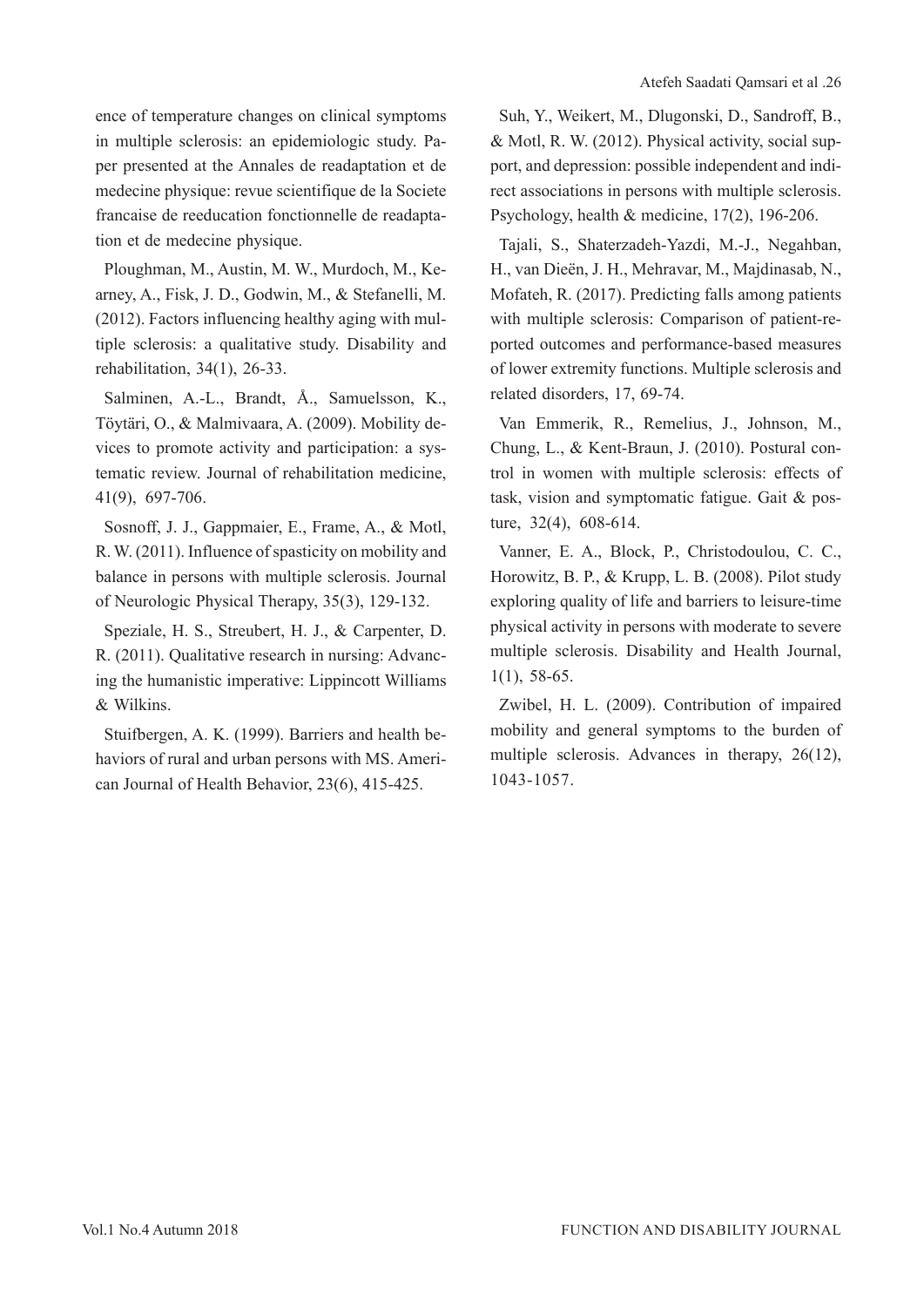ence of temperature changes on clinical symptoms in multiple sclerosis: an epidemiologic study. Paper presented at the Annales de readaptation et de medecine physique: revue scientifique de la Societe francaise de reeducation fonctionnelle de readaptation et de medecine physique.

Ploughman, M., Austin, M. W., Murdoch, M., Kearney, A., Fisk, J. D., Godwin, M., & Stefanelli, M. (2012). Factors influencing healthy aging with multiple sclerosis: a qualitative study. Disability and rehabilitation, 34(1), 26-33.

Salminen, A.-L., Brandt, Å., Samuelsson, K., Töytäri, O., & Malmivaara, A. (2009). Mobility devices to promote activity and participation: a systematic review. Journal of rehabilitation medicine, 41(9), 697-706.

Sosnoff, J. J., Gappmaier, E., Frame, A., & Motl, R. W. (2011). Influence of spasticity on mobility and balance in persons with multiple sclerosis. Journal of Neurologic Physical Therapy, 35(3), 129-132.

Speziale, H. S., Streubert, H. J., & Carpenter, D. R. (2011). Qualitative research in nursing: Advancing the humanistic imperative: Lippincott Williams & Wilkins.

Stuifbergen, A. K. (1999). Barriers and health behaviors of rural and urban persons with MS. American Journal of Health Behavior, 23(6), 415-425.

Suh, Y., Weikert, M., Dlugonski, D., Sandroff, B., & Motl, R. W. (2012). Physical activity, social support, and depression: possible independent and indirect associations in persons with multiple sclerosis. Psychology, health & medicine, 17(2), 196-206.

Tajali, S., Shaterzadeh-Yazdi, M.-J., Negahban, H., van Dieën, J. H., Mehravar, M., Majdinasab, N., Mofateh, R. (2017). Predicting falls among patients with multiple sclerosis: Comparison of patient-reported outcomes and performance-based measures of lower extremity functions. Multiple sclerosis and related disorders, 17, 69-74.

Van Emmerik, R., Remelius, J., Johnson, M., Chung, L., & Kent-Braun, J. (2010). Postural control in women with multiple sclerosis: effects of task, vision and symptomatic fatigue. Gait & posture, 32(4), 608-614.

Vanner, E. A., Block, P., Christodoulou, C. C., Horowitz, B. P., & Krupp, L. B. (2008). Pilot study exploring quality of life and barriers to leisure-time physical activity in persons with moderate to severe multiple sclerosis. Disability and Health Journal, 1(1), 58-65.

Zwibel, H. L. (2009). Contribution of impaired mobility and general symptoms to the burden of multiple sclerosis. Advances in therapy, 26(12), 1043-1057.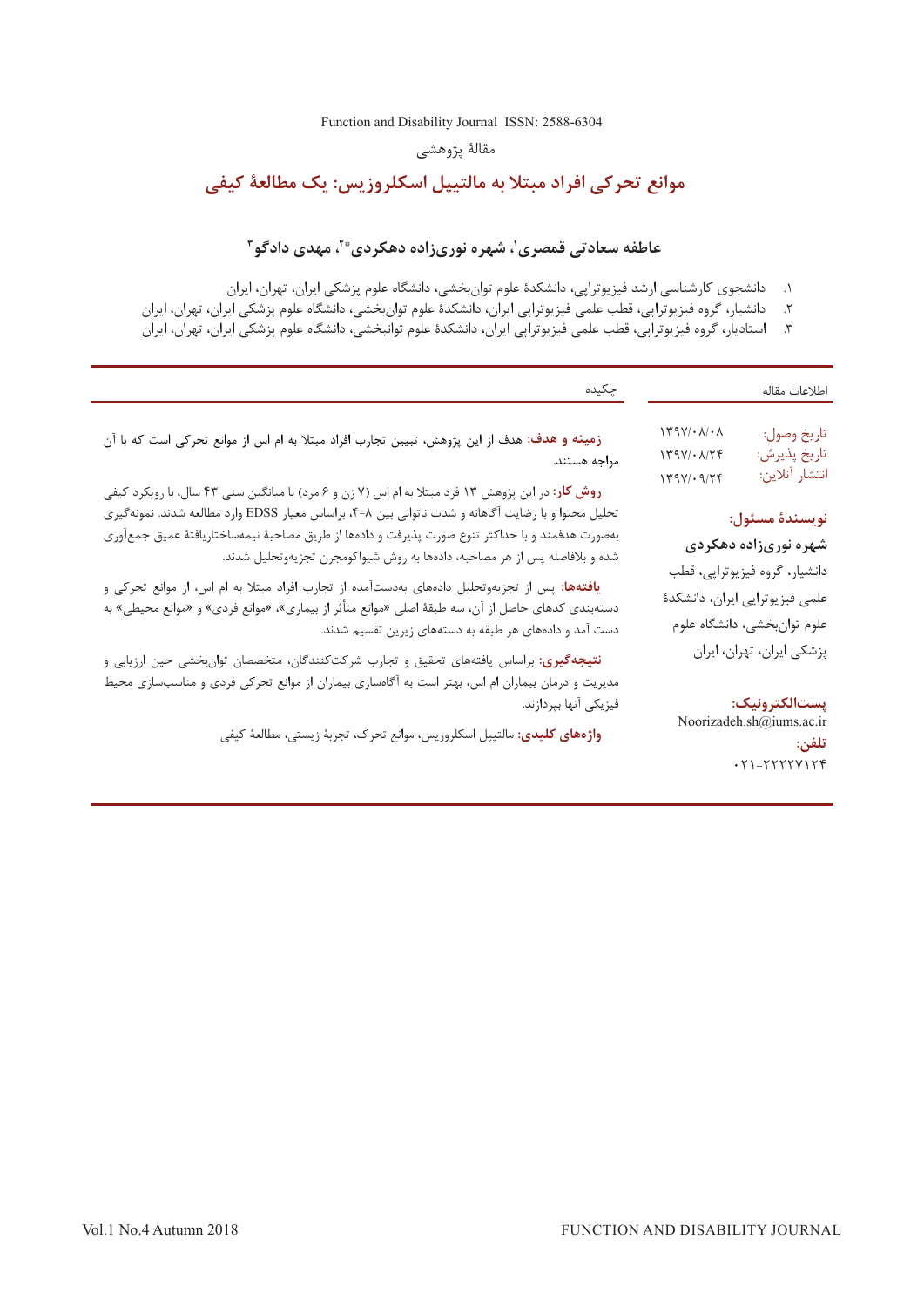Function and Disability Journal ISSN: 2588-6304

مقالهٔ پژوهشی

# موانع تحرکی افراد مبتلا به مالتیپل اسکلروزیس: یک مطالعهٔ کیفی

**عاطفه سعادتی قمصری[1]، شهره نوری‌زاده دهکردی*[2]، مهدی دادگو[3]**

۱. دانشجوی کارشناسی ارشد فیزیوتراپی، دانشکدهٔ علوم توان‌بخشی، دانشگاه علوم پزشکی ایران، تهران، ایران
۲. دانشیار، گروه فیزیوتراپی، قطب علمی فیزیوتراپی ایران، دانشکدهٔ علوم توان‌بخشی، دانشگاه علوم پزشکی ایران، تهران، ایران
۳. استادیار، گروه فیزیوتراپی، قطب علمی فیزیوتراپی ایران، دانشکدهٔ علوم توانبخشی، دانشگاه علوم پزشکی ایران، تهران، ایران

## اطلاعات مقاله

تاریخ وصول: ۱۳۹۷/۰۸/۰۸
تاریخ پذیرش: ۱۳۹۷/۰۸/۲۴
انتشار آنلاین: ۱۳۹۷/۰۹/۲۴

**نویسندهٔ مسئول:**

**شهره نوری‌زاده دهکردی**

دانشیار، گروه فیزیوتراپی، قطب علمی فیزیوتراپی ایران، دانشکدهٔ علوم توان‌بخشی، دانشگاه علوم پزشکی ایران، تهران، ایران

**پست‌الکترونیک:**
Noorizadeh.sh@iums.ac.ir

**تلفن:**
۰۲۱-۲۲۲۲۷۱۲۴

## چکیده

**زمینه و هدف:** هدف از این پژوهش، تبیین تجارب افراد مبتلا به ام اس از موانع تحرکی است که با آن مواجه هستند.

**روش کار:** در این پژوهش ۱۳ فرد مبتلا به ام اس (۷ زن و ۶ مرد) با میانگین سنی ۴۳ سال، با رویکرد کیفی تحلیل محتوا و با رضایت آگاهانه و شدت ناتوانی بین ۸-۴، براساس معیار EDSS وارد مطالعه شدند. نمونه‌گیری به‌صورت هدفمند و با حداکثر تنوع صورت پذیرفت و داده‌ها از طریق مصاحبهٔ نیمه‌ساختاریافتهٔ عمیق جمع‌آوری شده و بلافاصله پس از هر مصاحبه، داده‌ها به روش شیواکومجرن تجزیه‌وتحلیل شدند.

**یافته‌ها:** پس از تجزیه‌وتحلیل داده‌های به‌دست‌آمده از تجارب افراد مبتلا به ام اس، از موانع تحرکی و دسته‌بندی کدهای حاصل از آن، سه طبقهٔ اصلی «موانع متأثر از بیماری»، «موانع فردی» و «موانع محیطی» به دست آمد و داده‌های هر طبقه به دسته‌های زیرین تقسیم شدند.

**نتیجه‌گیری:** براساس یافته‌های تحقیق و تجارب شرکت‌کنندگان، متخصصان توان‌بخشی حین ارزیابی و مدیریت و درمان بیماران ام اس، بهتر است به آگاه‌سازی بیماران از موانع تحرکی فردی و مناسب‌سازی محیط فیزیکی آنها بپردازند.

**واژه‌های کلیدی:** مالتیپل اسکلروزیس، موانع تحرک، تجربهٔ زیستی، مطالعهٔ کیفی